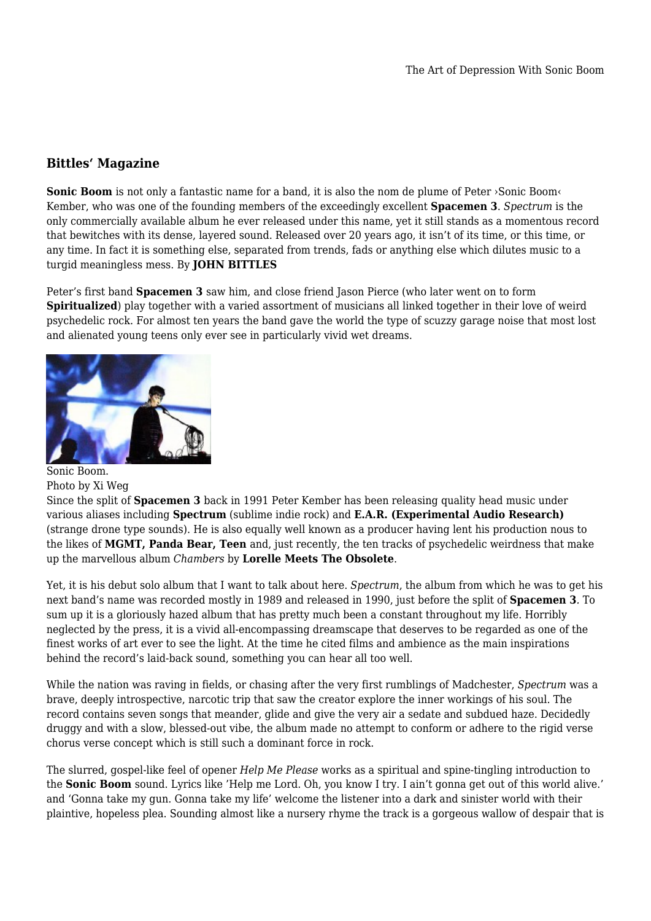## Bittles' Magazine

**Sonic Boom** is not only a fantastic name for a band, it is also the nom de plume of Peter ›Sonic Boom‹ Kember, who was one of the founding members of the exceedingly excellent **Spacemen 3**. *Spectrum* is the only commercially available album he ever released under this name, yet it still stands as a momentous record that bewitches with its dense, layered sound. Released over 20 years ago, it isn't of its time, or this time, or any time. In fact it is something else, separated from trends, fads or anything else which dilutes music to a turgid meaningless mess. By **JOHN BITTLES**

Peter's first band **Spacemen 3** saw him, and close friend Jason Pierce (who later went on to form **Spiritualized**) play together with a varied assortment of musicians all linked together in their love of weird psychedelic rock. For almost ten years the band gave the world the type of scuzzy garage noise that most lost and alienated young teens only ever see in particularly vivid wet dreams.

Sonic Boom.
Photo by Xi Weg

Since the split of **Spacemen 3** back in 1991 Peter Kember has been releasing quality head music under various aliases including **Spectrum** (sublime indie rock) and **E.A.R. (Experimental Audio Research)** (strange drone type sounds). He is also equally well known as a producer having lent his production nous to the likes of **MGMT, Panda Bear, Teen** and, just recently, the ten tracks of psychedelic weirdness that make up the marvellous album *Chambers* by **Lorelle Meets The Obsolete**.

Yet, it is his debut solo album that I want to talk about here. *Spectrum*, the album from which he was to get his next band's name was recorded mostly in 1989 and released in 1990, just before the split of **Spacemen 3**. To sum up it is a gloriously hazed album that has pretty much been a constant throughout my life. Horribly neglected by the press, it is a vivid all-encompassing dreamscape that deserves to be regarded as one of the finest works of art ever to see the light. At the time he cited films and ambience as the main inspirations behind the record's laid-back sound, something you can hear all too well.

While the nation was raving in fields, or chasing after the very first rumblings of Madchester, *Spectrum* was a brave, deeply introspective, narcotic trip that saw the creator explore the inner workings of his soul. The record contains seven songs that meander, glide and give the very air a sedate and subdued haze. Decidedly druggy and with a slow, blessed-out vibe, the album made no attempt to conform or adhere to the rigid verse chorus verse concept which is still such a dominant force in rock.

The slurred, gospel-like feel of opener *Help Me Please* works as a spiritual and spine-tingling introduction to the **Sonic Boom** sound. Lyrics like 'Help me Lord. Oh, you know I try. I ain't gonna get out of this world alive.' and 'Gonna take my gun. Gonna take my life' welcome the listener into a dark and sinister world with their plaintive, hopeless plea. Sounding almost like a nursery rhyme the track is a gorgeous wallow of despair that is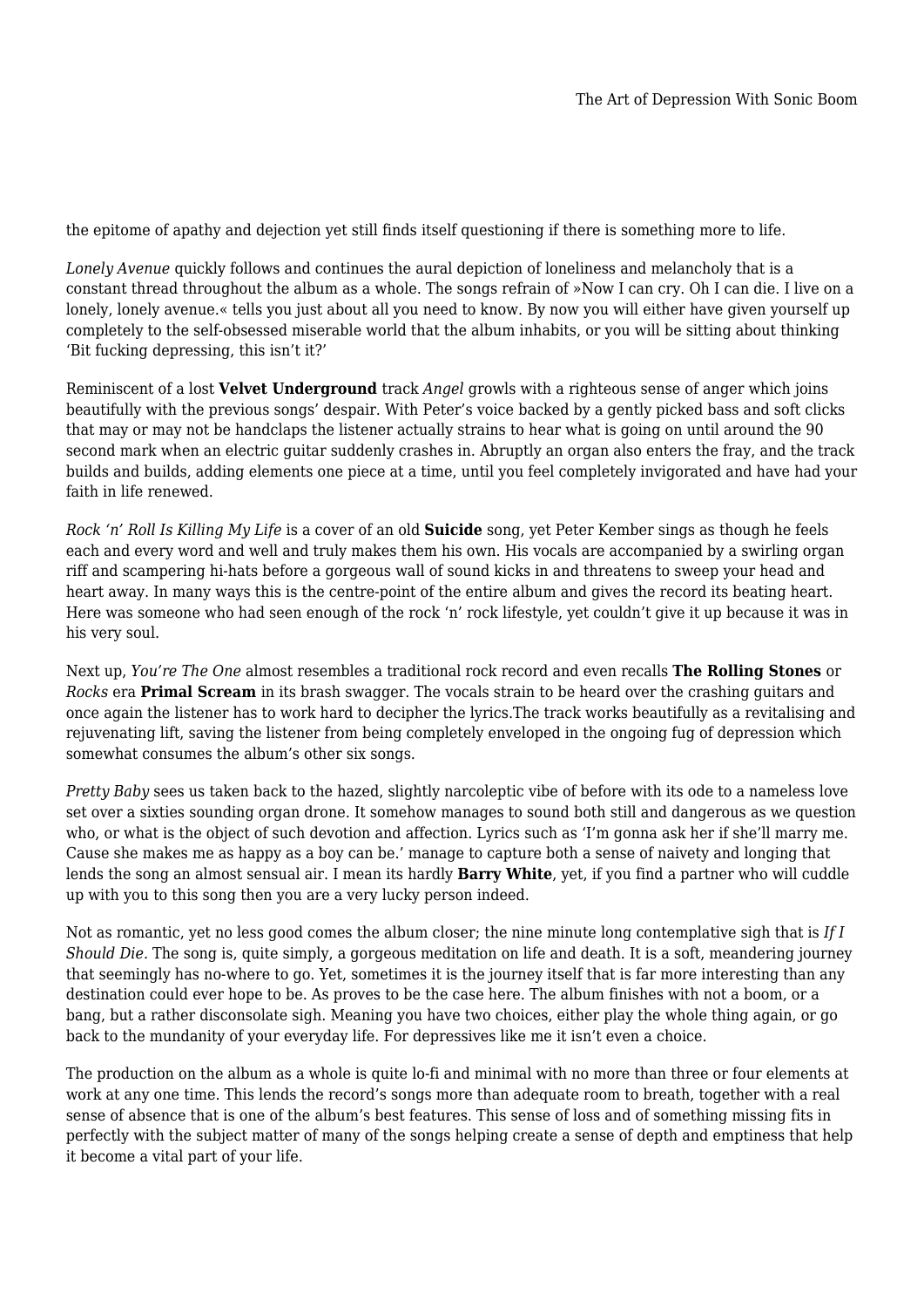the epitome of apathy and dejection yet still finds itself questioning if there is something more to life.

*Lonely Avenue* quickly follows and continues the aural depiction of loneliness and melancholy that is a constant thread throughout the album as a whole. The songs refrain of »Now I can cry. Oh I can die. I live on a lonely, lonely avenue.« tells you just about all you need to know. By now you will either have given yourself up completely to the self-obsessed miserable world that the album inhabits, or you will be sitting about thinking 'Bit fucking depressing, this isn't it?'

Reminiscent of a lost **Velvet Underground** track *Angel* growls with a righteous sense of anger which joins beautifully with the previous songs' despair. With Peter's voice backed by a gently picked bass and soft clicks that may or may not be handclaps the listener actually strains to hear what is going on until around the 90 second mark when an electric guitar suddenly crashes in. Abruptly an organ also enters the fray, and the track builds and builds, adding elements one piece at a time, until you feel completely invigorated and have had your faith in life renewed.

*Rock 'n' Roll Is Killing My Life* is a cover of an old **Suicide** song, yet Peter Kember sings as though he feels each and every word and well and truly makes them his own. His vocals are accompanied by a swirling organ riff and scampering hi-hats before a gorgeous wall of sound kicks in and threatens to sweep your head and heart away. In many ways this is the centre-point of the entire album and gives the record its beating heart. Here was someone who had seen enough of the rock 'n' rock lifestyle, yet couldn't give it up because it was in his very soul.

Next up, *You're The One* almost resembles a traditional rock record and even recalls **The Rolling Stones** or *Rocks* era **Primal Scream** in its brash swagger. The vocals strain to be heard over the crashing guitars and once again the listener has to work hard to decipher the lyrics.The track works beautifully as a revitalising and rejuvenating lift, saving the listener from being completely enveloped in the ongoing fug of depression which somewhat consumes the album's other six songs.

*Pretty Baby* sees us taken back to the hazed, slightly narcoleptic vibe of before with its ode to a nameless love set over a sixties sounding organ drone. It somehow manages to sound both still and dangerous as we question who, or what is the object of such devotion and affection. Lyrics such as 'I'm gonna ask her if she'll marry me. Cause she makes me as happy as a boy can be.' manage to capture both a sense of naivety and longing that lends the song an almost sensual air. I mean its hardly **Barry White**, yet, if you find a partner who will cuddle up with you to this song then you are a very lucky person indeed.

Not as romantic, yet no less good comes the album closer; the nine minute long contemplative sigh that is *If I Should Die.* The song is, quite simply, a gorgeous meditation on life and death. It is a soft, meandering journey that seemingly has no-where to go. Yet, sometimes it is the journey itself that is far more interesting than any destination could ever hope to be. As proves to be the case here. The album finishes with not a boom, or a bang, but a rather disconsolate sigh. Meaning you have two choices, either play the whole thing again, or go back to the mundanity of your everyday life. For depressives like me it isn't even a choice.

The production on the album as a whole is quite lo-fi and minimal with no more than three or four elements at work at any one time. This lends the record's songs more than adequate room to breath, together with a real sense of absence that is one of the album's best features. This sense of loss and of something missing fits in perfectly with the subject matter of many of the songs helping create a sense of depth and emptiness that help it become a vital part of your life.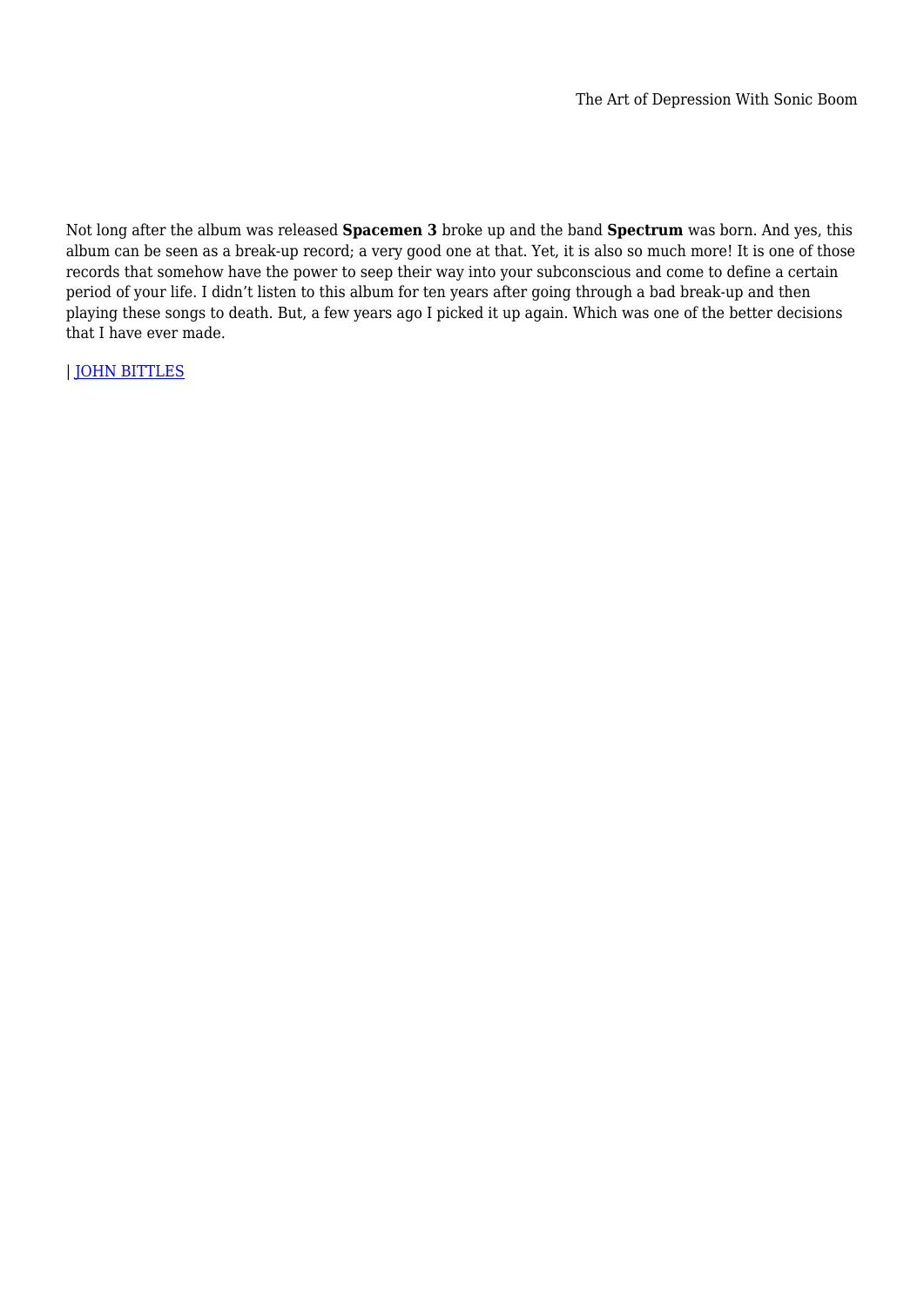Not long after the album was released **Spacemen 3** broke up and the band **Spectrum** was born. And yes, this album can be seen as a break-up record; a very good one at that. Yet, it is also so much more! It is one of those records that somehow have the power to seep their way into your subconscious and come to define a certain period of your life. I didn't listen to this album for ten years after going through a bad break-up and then playing these songs to death. But, a few years ago I picked it up again. Which was one of the better decisions that I have ever made.

| JOHN BITTLES